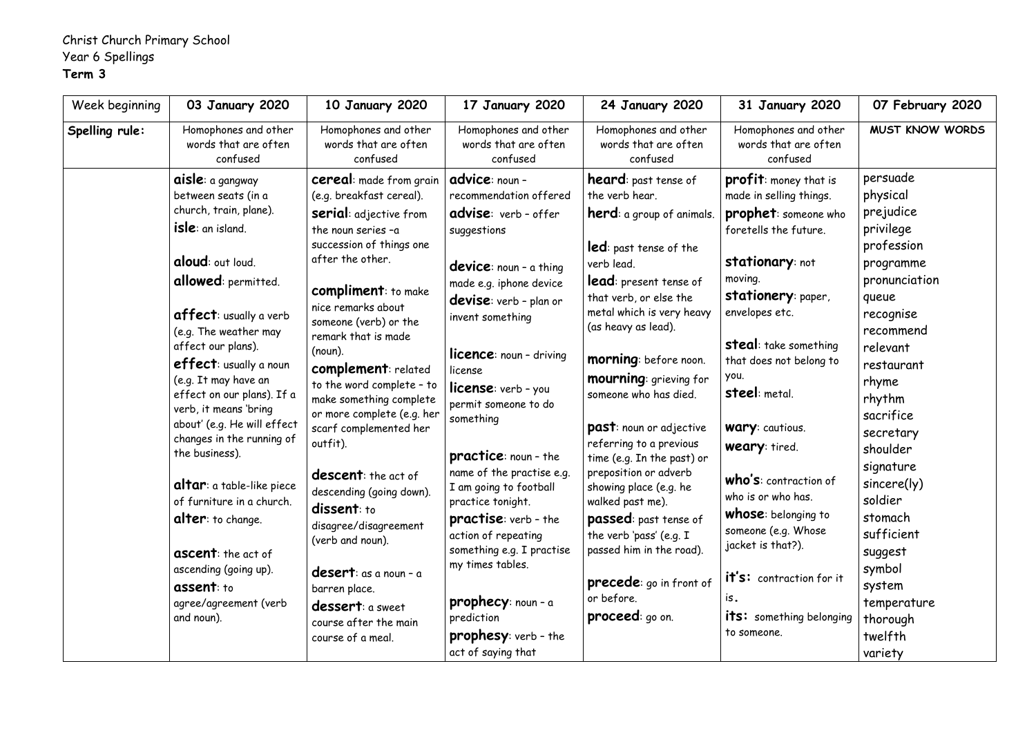Christ Church Primary School
Year 6 Spellings
**Term 3**

| Week beginning | 03 January 2020 | 10 January 2020 | 17 January 2020 | 24 January 2020 | 31 January 2020 | 07 February 2020 |
|---|---|---|---|---|---|---|
| **Spelling rule:** | Homophones and other words that are often confused | Homophones and other words that are often confused | Homophones and other words that are often confused | Homophones and other words that are often confused | Homophones and other words that are often confused | **MUST KNOW WORDS** |
| | **aisle**: a gangway between seats (in a church, train, plane).<br>**isle**: an island.<br><br>**aloud**: out loud.<br>**allowed**: permitted.<br><br>**affect**: usually a verb (e.g. The weather may affect our plans).<br>**effect**: usually a noun (e.g. It may have an effect on our plans). If a verb, it means 'bring about' (e.g. He will effect changes in the running of the business).<br><br>**altar**: a table-like piece of furniture in a church.<br>**alter**: to change.<br><br>**ascent**: the act of ascending (going up).<br>**assent**: to agree/agreement (verb and noun). | **cereal**: made from grain (e.g. breakfast cereal).<br>**serial**: adjective from the noun series –a succession of things one after the other.<br><br>**compliment**: to make nice remarks about someone (verb) or the remark that is made (noun).<br>**complement**: related to the word complete – to make something complete or more complete (e.g. her scarf complemented her outfit).<br><br>**descent**: the act of descending (going down).<br>**dissent**: to disagree/disagreement (verb and noun).<br><br>**desert**: as a noun – a barren place.<br>**dessert**: a sweet course after the main course of a meal. | **advice**: noun – recommendation offered<br>**advise**: verb – offer suggestions<br><br>**device**: noun – a thing made e.g. iphone device<br>**devise**: verb – plan or invent something<br><br>**licence**: noun – driving license<br>**license**: verb – you permit someone to do something<br><br>**practice**: noun – the name of the practise e.g. I am going to football practice tonight.<br>**practise**: verb – the action of repeating something e.g. I practise my times tables.<br><br>**prophecy**: noun – a prediction<br>**prophesy**: verb – the act of saying that | **heard**: past tense of the verb hear.<br>**herd**: a group of animals.<br><br>**led**: past tense of the verb lead.<br>**lead**: present tense of that verb, or else the metal which is very heavy (as heavy as lead).<br><br>**morning**: before noon.<br>**mourning**: grieving for someone who has died.<br><br>**past**: noun or adjective referring to a previous time (e.g. In the past) or preposition or adverb showing place (e.g. he walked past me).<br>**passed**: past tense of the verb 'pass' (e.g. I passed him in the road).<br><br>**precede**: go in front of or before.<br>**proceed**: go on. | **profit**: money that is made in selling things.<br>**prophet**: someone who foretells the future.<br><br>**stationary**: not moving.<br>**stationery**: paper, envelopes etc.<br><br>**steal**: take something that does not belong to you.<br>**steel**: metal.<br><br>**wary**: cautious.<br>**weary**: tired.<br><br>**who's**: contraction of who is or who has.<br>**whose**: belonging to someone (e.g. Whose jacket is that?).<br><br>**it's:** contraction for it is.<br>**its:** something belonging to someone. | persuade<br>physical<br>prejudice<br>privilege<br>profession<br>programme<br>pronunciation<br>queue<br>recognise<br>recommend<br>relevant<br>restaurant<br>rhyme<br>rhythm<br>sacrifice<br>secretary<br>shoulder<br>signature<br>sincere(ly)<br>soldier<br>stomach<br>sufficient<br>suggest<br>symbol<br>system<br>temperature<br>thorough<br>twelfth<br>variety |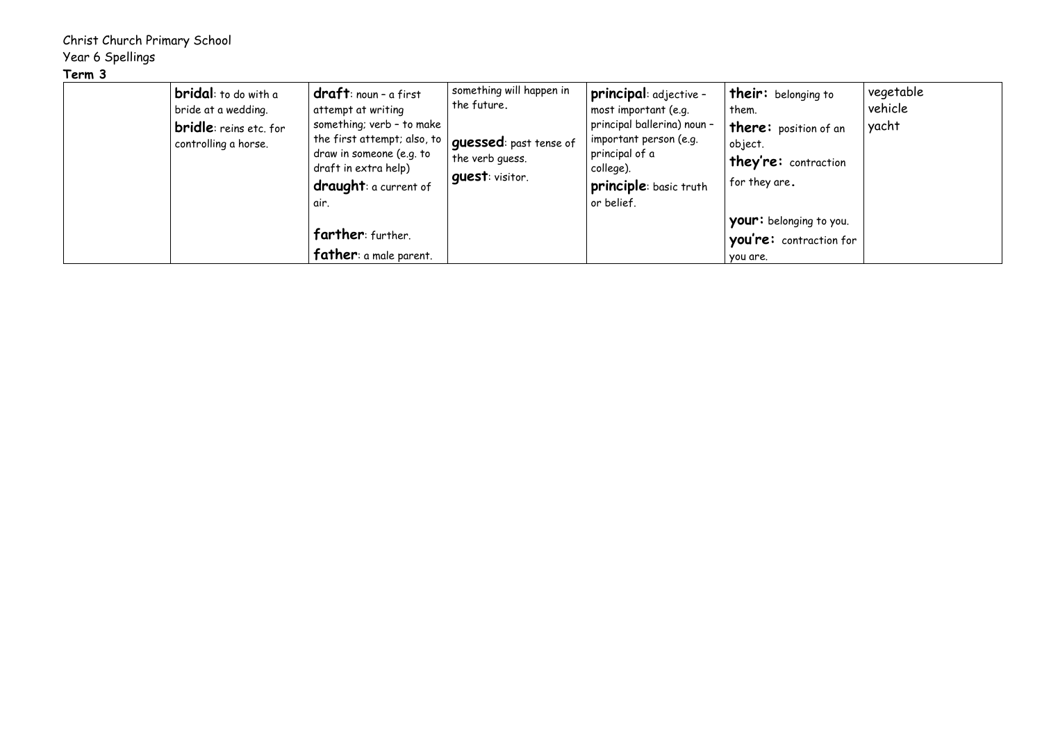Christ Church Primary School
Year 6 Spellings
**Term 3**

| | | | | | | |
|---|---|---|---|---|---|---|
| | **bridal**: to do with a bride at a wedding.<br>**bridle**: reins etc. for controlling a horse. | **draft**: noun – a first attempt at writing something; verb – to make the first attempt; also, to draw in someone (e.g. to draft in extra help)<br>**draught**: a current of air.<br><br>**farther**: further.<br>**father**: a male parent. | something will happen in the future.<br><br>**guessed**: past tense of the verb guess.<br>**guest**: visitor. | **principal**: adjective – most important (e.g. principal ballerina) noun – important person (e.g. principal of a college).<br>**principle**: basic truth or belief. | **their:** belonging to them.<br>**there:** position of an object.<br>**they're:** contraction for they are.<br><br>**your:** belonging to you.<br>**you're:** contraction for you are. | vegetable<br>vehicle<br>yacht |